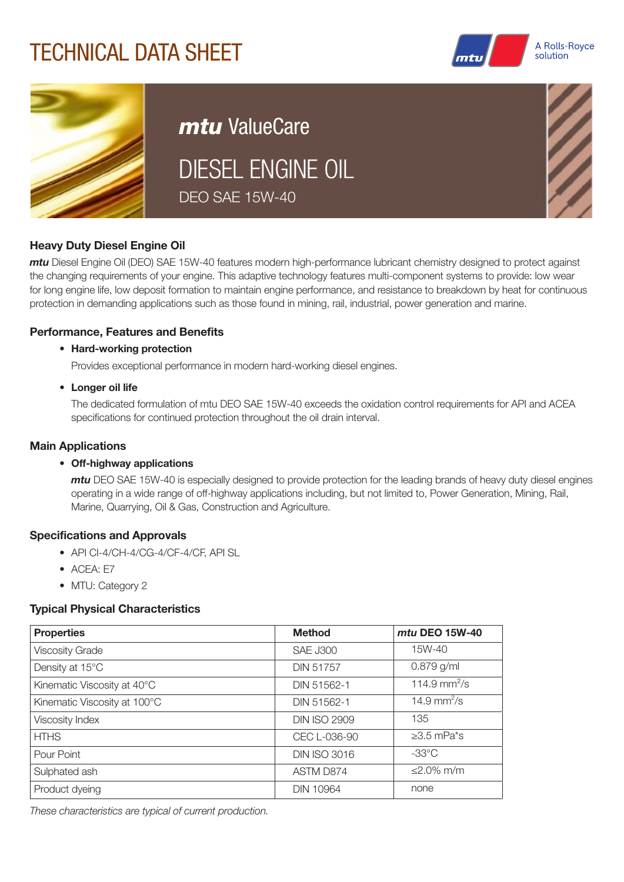# TECHNICAL DATA SHEET

A Rolls-Royce solution

## *mtu* ValueCare

# DIESEL ENGINE OIL

DEO SAE 15W-40

### Heavy Duty Diesel Engine Oil

***mtu*** Diesel Engine Oil (DEO) SAE 15W-40 features modern high-performance lubricant chemistry designed to protect against the changing requirements of your engine. This adaptive technology features multi-component systems to provide: low wear for long engine life, low deposit formation to maintain engine performance, and resistance to breakdown by heat for continuous protection in demanding applications such as those found in mining, rail, industrial, power generation and marine.

### Performance, Features and Benefits

- **Hard-working protection**

  Provides exceptional performance in modern hard-working diesel engines.

- **Longer oil life**

  The dedicated formulation of mtu DEO SAE 15W-40 exceeds the oxidation control requirements for API and ACEA specifications for continued protection throughout the oil drain interval.

### Main Applications

- **Off-highway applications**

  ***mtu*** DEO SAE 15W-40 is especially designed to provide protection for the leading brands of heavy duty diesel engines operating in a wide range of off-highway applications including, but not limited to, Power Generation, Mining, Rail, Marine, Quarrying, Oil & Gas, Construction and Agriculture.

### Specifications and Approvals

- API CI-4/CH-4/CG-4/CF-4/CF, API SL
- ACEA: E7
- MTU: Category 2

### Typical Physical Characteristics

| Properties | Method | *mtu* DEO 15W-40 |
|---|---|---|
| Viscosity Grade | SAE J300 | 15W-40 |
| Density at 15°C | DIN 51757 | 0.879 g/ml |
| Kinematic Viscosity at 40°C | DIN 51562-1 | 114.9 $mm^2/s$ |
| Kinematic Viscosity at 100°C | DIN 51562-1 | 14.9 $mm^2/s$ |
| Viscosity Index | DIN ISO 2909 | 135 |
| HTHS | CEC L-036-90 | ≥3.5 mPa*s |
| Pour Point | DIN ISO 3016 | -33°C |
| Sulphated ash | ASTM D874 | ≤2.0% m/m |
| Product dyeing | DIN 10964 | none |

*These characteristics are typical of current production.*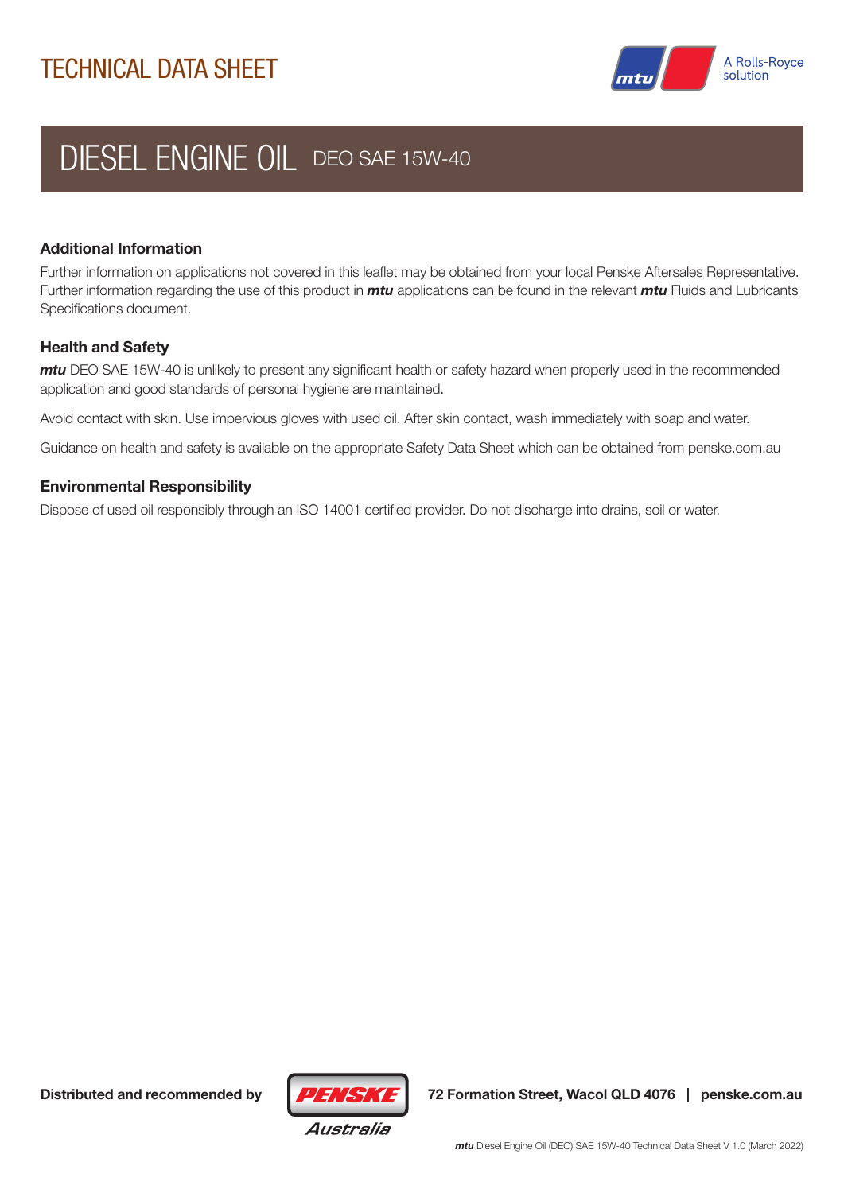## Additional Information

Further information on applications not covered in this leaflet may be obtained from your local Penske Aftersales Representative. Further information regarding the use of this product in ***mtu*** applications can be found in the relevant ***mtu*** Fluids and Lubricants Specifications document.

## Health and Safety

***mtu*** DEO SAE 15W-40 is unlikely to present any significant health or safety hazard when properly used in the recommended application and good standards of personal hygiene are maintained.

Avoid contact with skin. Use impervious gloves with used oil. After skin contact, wash immediately with soap and water.

Guidance on health and safety is available on the appropriate Safety Data Sheet which can be obtained from penske.com.au

## Environmental Responsibility

Dispose of used oil responsibly through an ISO 14001 certified provider. Do not discharge into drains, soil or water.

**Distributed and recommended by** PENSKE Australia **72 Formation Street, Wacol QLD 4076 | penske.com.au**

***mtu*** Diesel Engine Oil (DEO) SAE 15W-40 Technical Data Sheet V 1.0 (March 2022)